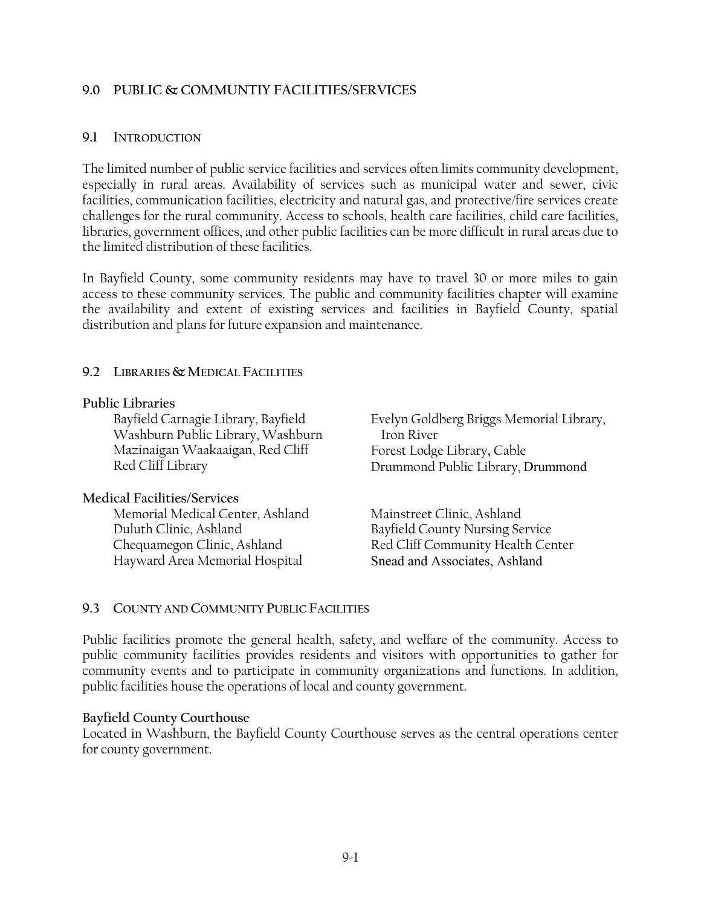# 9.0 PUBLIC & COMMUNTIY FACILITIES/SERVICES

## 9.1 INTRODUCTION

The limited number of public service facilities and services often limits community development, especially in rural areas. Availability of services such as municipal water and sewer, civic facilities, communication facilities, electricity and natural gas, and protective/fire services create challenges for the rural community. Access to schools, health care facilities, child care facilities, libraries, government offices, and other public facilities can be more difficult in rural areas due to the limited distribution of these facilities.

In Bayfield County, some community residents may have to travel 30 or more miles to gain access to these community services. The public and community facilities chapter will examine the availability and extent of existing services and facilities in Bayfield County, spatial distribution and plans for future expansion and maintenance.

## 9.2 LIBRARIES & MEDICAL FACILITIES

**Public Libraries**

- Bayfield Carnagie Library, Bayfield
- Washburn Public Library, Washburn
- Mazinaigan Waakaaigan, Red Cliff
- Red Cliff Library
- Evelyn Goldberg Briggs Memorial Library, Iron River
- Forest Lodge Library, Cable
- Drummond Public Library, Drummond

**Medical Facilities/Services**

- Memorial Medical Center, Ashland
- Duluth Clinic, Ashland
- Chequamegon Clinic, Ashland
- Hayward Area Memorial Hospital
- Mainstreet Clinic, Ashland
- Bayfield County Nursing Service
- Red Cliff Community Health Center
- Snead and Associates, Ashland

## 9.3 COUNTY AND COMMUNITY PUBLIC FACILITIES

Public facilities promote the general health, safety, and welfare of the community. Access to public community facilities provides residents and visitors with opportunities to gather for community events and to participate in community organizations and functions. In addition, public facilities house the operations of local and county government.

**Bayfield County Courthouse**

Located in Washburn, the Bayfield County Courthouse serves as the central operations center for county government.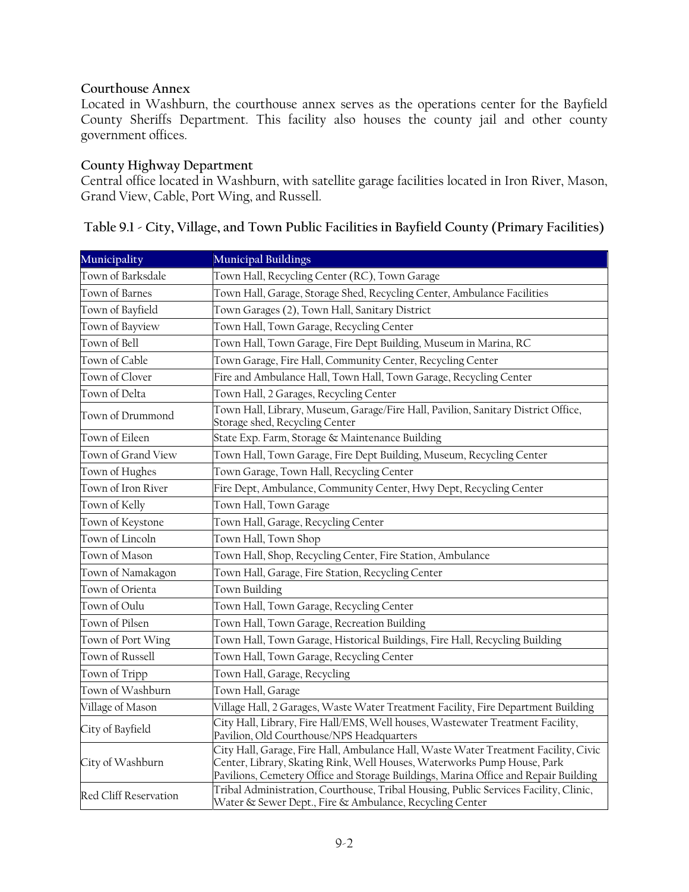**Courthouse Annex**
Located in Washburn, the courthouse annex serves as the operations center for the Bayfield County Sheriffs Department. This facility also houses the county jail and other county government offices.

**County Highway Department**
Central office located in Washburn, with satellite garage facilities located in Iron River, Mason, Grand View, Cable, Port Wing, and Russell.

**Table 9.1 - City, Village, and Town Public Facilities in Bayfield County (Primary Facilities)**

| Municipality | Municipal Buildings |
|---|---|
| Town of Barksdale | Town Hall, Recycling Center (RC), Town Garage |
| Town of Barnes | Town Hall, Garage, Storage Shed, Recycling Center, Ambulance Facilities |
| Town of Bayfield | Town Garages (2), Town Hall, Sanitary District |
| Town of Bayview | Town Hall, Town Garage, Recycling Center |
| Town of Bell | Town Hall, Town Garage, Fire Dept Building, Museum in Marina, RC |
| Town of Cable | Town Garage, Fire Hall, Community Center, Recycling Center |
| Town of Clover | Fire and Ambulance Hall, Town Hall, Town Garage, Recycling Center |
| Town of Delta | Town Hall, 2 Garages, Recycling Center |
| Town of Drummond | Town Hall, Library, Museum, Garage/Fire Hall, Pavilion, Sanitary District Office, Storage shed, Recycling Center |
| Town of Eileen | State Exp. Farm, Storage & Maintenance Building |
| Town of Grand View | Town Hall, Town Garage, Fire Dept Building, Museum, Recycling Center |
| Town of Hughes | Town Garage, Town Hall, Recycling Center |
| Town of Iron River | Fire Dept, Ambulance, Community Center, Hwy Dept, Recycling Center |
| Town of Kelly | Town Hall, Town Garage |
| Town of Keystone | Town Hall, Garage, Recycling Center |
| Town of Lincoln | Town Hall, Town Shop |
| Town of Mason | Town Hall, Shop, Recycling Center, Fire Station, Ambulance |
| Town of Namakagon | Town Hall, Garage, Fire Station, Recycling Center |
| Town of Orienta | Town Building |
| Town of Oulu | Town Hall, Town Garage, Recycling Center |
| Town of Pilsen | Town Hall, Town Garage, Recreation Building |
| Town of Port Wing | Town Hall, Town Garage, Historical Buildings, Fire Hall, Recycling Building |
| Town of Russell | Town Hall, Town Garage, Recycling Center |
| Town of Tripp | Town Hall, Garage, Recycling |
| Town of Washburn | Town Hall, Garage |
| Village of Mason | Village Hall, 2 Garages, Waste Water Treatment Facility, Fire Department Building |
| City of Bayfield | City Hall, Library, Fire Hall/EMS, Well houses, Wastewater Treatment Facility, Pavilion, Old Courthouse/NPS Headquarters |
| City of Washburn | City Hall, Garage, Fire Hall, Ambulance Hall, Waste Water Treatment Facility, Civic Center, Library, Skating Rink, Well Houses, Waterworks Pump House, Park Pavilions, Cemetery Office and Storage Buildings, Marina Office and Repair Building |
| Red Cliff Reservation | Tribal Administration, Courthouse, Tribal Housing, Public Services Facility, Clinic, Water & Sewer Dept., Fire & Ambulance, Recycling Center |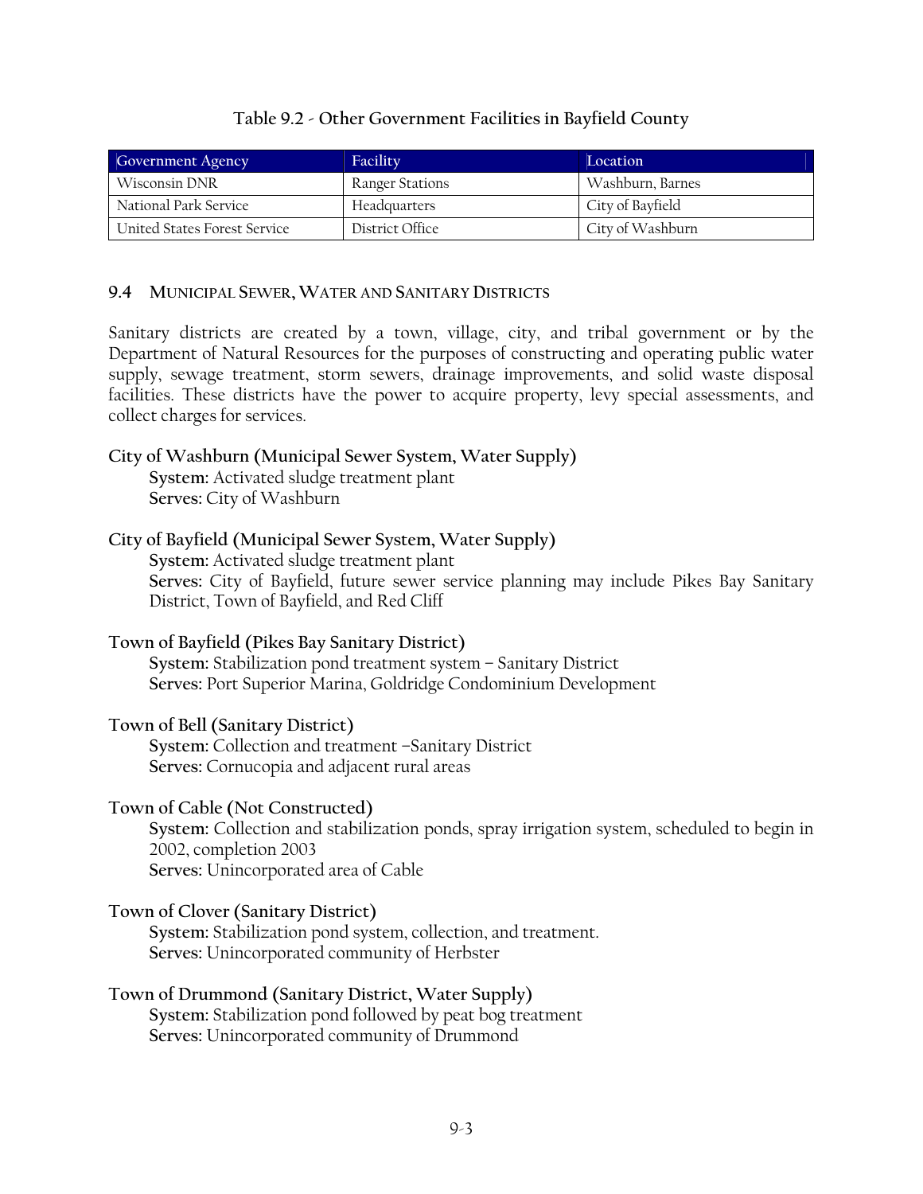**Table 9.2 - Other Government Facilities in Bayfield County**

| Government Agency | Facility | Location |
|---|---|---|
| Wisconsin DNR | Ranger Stations | Washburn, Barnes |
| National Park Service | Headquarters | City of Bayfield |
| United States Forest Service | District Office | City of Washburn |

## 9.4 MUNICIPAL SEWER, WATER AND SANITARY DISTRICTS

Sanitary districts are created by a town, village, city, and tribal government or by the Department of Natural Resources for the purposes of constructing and operating public water supply, sewage treatment, storm sewers, drainage improvements, and solid waste disposal facilities. These districts have the power to acquire property, levy special assessments, and collect charges for services.

**City of Washburn (Municipal Sewer System, Water Supply)**

**System:** Activated sludge treatment plant
**Serves:** City of Washburn

**City of Bayfield (Municipal Sewer System, Water Supply)**

**System:** Activated sludge treatment plant
**Serves:** City of Bayfield, future sewer service planning may include Pikes Bay Sanitary District, Town of Bayfield, and Red Cliff

**Town of Bayfield (Pikes Bay Sanitary District)**

**System:** Stabilization pond treatment system – Sanitary District
**Serves:** Port Superior Marina, Goldridge Condominium Development

**Town of Bell (Sanitary District)**

**System:** Collection and treatment –Sanitary District
**Serves:** Cornucopia and adjacent rural areas

**Town of Cable (Not Constructed)**

**System:** Collection and stabilization ponds, spray irrigation system, scheduled to begin in 2002, completion 2003
**Serves:** Unincorporated area of Cable

**Town of Clover (Sanitary District)**

**System:** Stabilization pond system, collection, and treatment.
**Serves:** Unincorporated community of Herbster

**Town of Drummond (Sanitary District, Water Supply)**

**System:** Stabilization pond followed by peat bog treatment
**Serves:** Unincorporated community of Drummond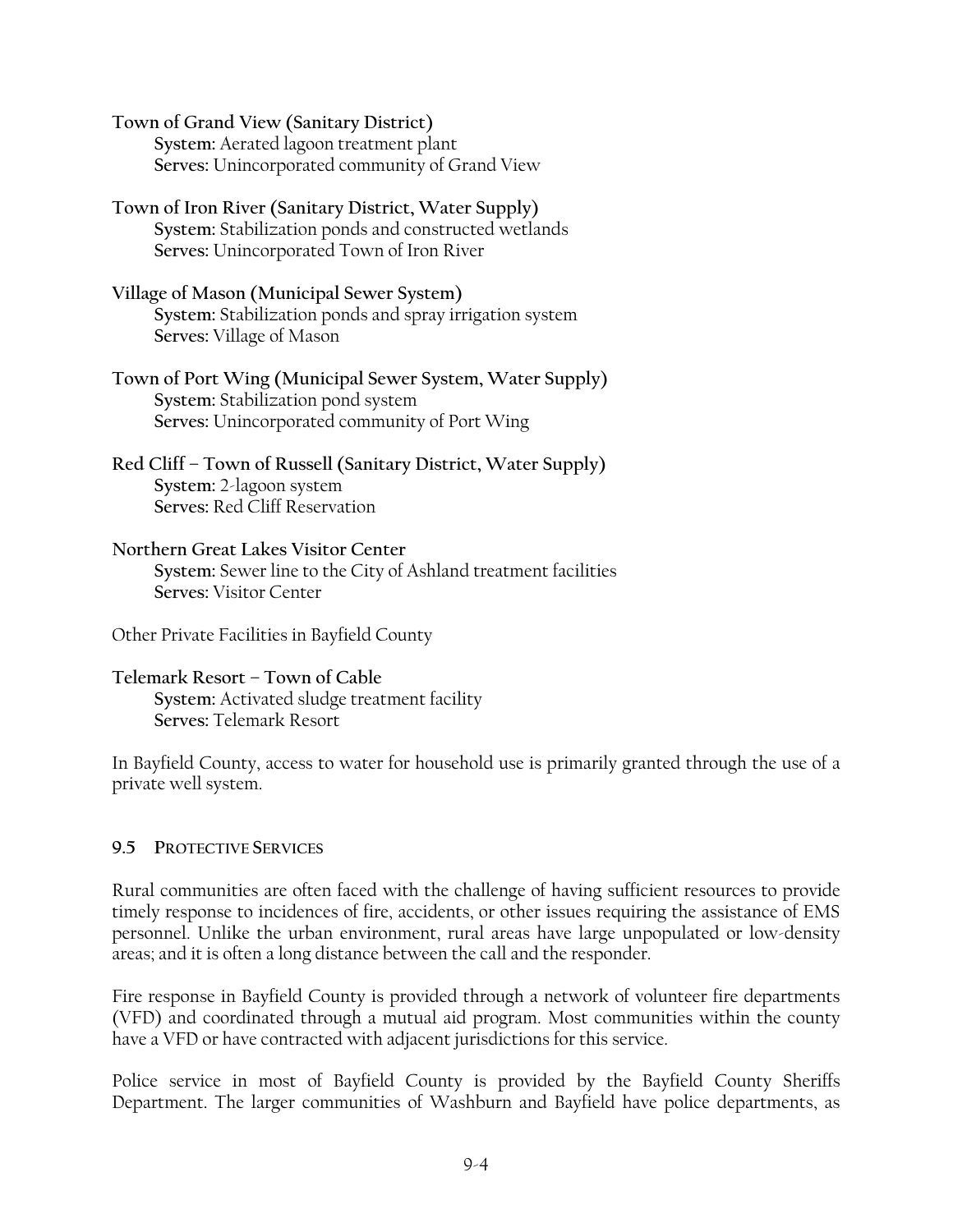**Town of Grand View (Sanitary District)**
**System:** Aerated lagoon treatment plant
**Serves:** Unincorporated community of Grand View

**Town of Iron River (Sanitary District, Water Supply)**
**System:** Stabilization ponds and constructed wetlands
**Serves:** Unincorporated Town of Iron River

**Village of Mason (Municipal Sewer System)**
**System:** Stabilization ponds and spray irrigation system
**Serves:** Village of Mason

**Town of Port Wing (Municipal Sewer System, Water Supply)**
**System:** Stabilization pond system
**Serves:** Unincorporated community of Port Wing

**Red Cliff – Town of Russell (Sanitary District, Water Supply)**
**System:** 2-lagoon system
**Serves:** Red Cliff Reservation

**Northern Great Lakes Visitor Center**
**System:** Sewer line to the City of Ashland treatment facilities
**Serves:** Visitor Center

Other Private Facilities in Bayfield County

**Telemark Resort – Town of Cable**
**System:** Activated sludge treatment facility
**Serves:** Telemark Resort

In Bayfield County, access to water for household use is primarily granted through the use of a private well system.

## 9.5 PROTECTIVE SERVICES

Rural communities are often faced with the challenge of having sufficient resources to provide timely response to incidences of fire, accidents, or other issues requiring the assistance of EMS personnel. Unlike the urban environment, rural areas have large unpopulated or low-density areas; and it is often a long distance between the call and the responder.

Fire response in Bayfield County is provided through a network of volunteer fire departments (VFD) and coordinated through a mutual aid program. Most communities within the county have a VFD or have contracted with adjacent jurisdictions for this service.

Police service in most of Bayfield County is provided by the Bayfield County Sheriffs Department. The larger communities of Washburn and Bayfield have police departments, as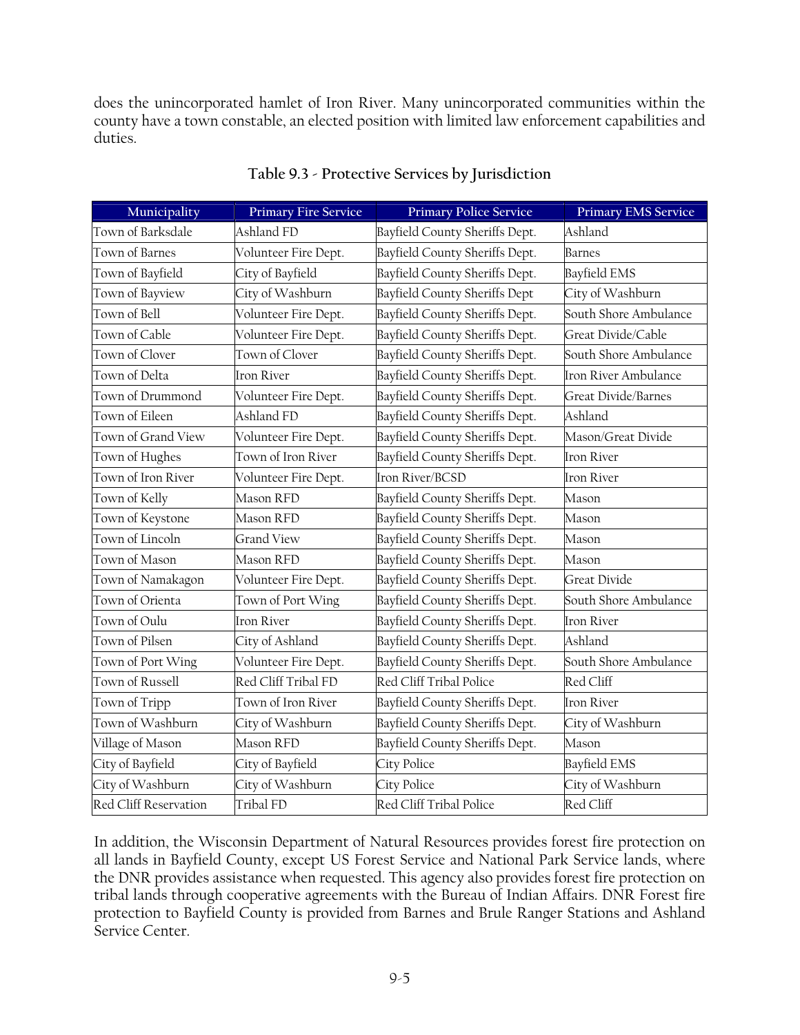does the unincorporated hamlet of Iron River. Many unincorporated communities within the county have a town constable, an elected position with limited law enforcement capabilities and duties.

**Table 9.3 - Protective Services by Jurisdiction**

| Municipality | Primary Fire Service | Primary Police Service | Primary EMS Service |
|---|---|---|---|
| Town of Barksdale | Ashland FD | Bayfield County Sheriffs Dept. | Ashland |
| Town of Barnes | Volunteer Fire Dept. | Bayfield County Sheriffs Dept. | Barnes |
| Town of Bayfield | City of Bayfield | Bayfield County Sheriffs Dept. | Bayfield EMS |
| Town of Bayview | City of Washburn | Bayfield County Sheriffs Dept | City of Washburn |
| Town of Bell | Volunteer Fire Dept. | Bayfield County Sheriffs Dept. | South Shore Ambulance |
| Town of Cable | Volunteer Fire Dept. | Bayfield County Sheriffs Dept. | Great Divide/Cable |
| Town of Clover | Town of Clover | Bayfield County Sheriffs Dept. | South Shore Ambulance |
| Town of Delta | Iron River | Bayfield County Sheriffs Dept. | Iron River Ambulance |
| Town of Drummond | Volunteer Fire Dept. | Bayfield County Sheriffs Dept. | Great Divide/Barnes |
| Town of Eileen | Ashland FD | Bayfield County Sheriffs Dept. | Ashland |
| Town of Grand View | Volunteer Fire Dept. | Bayfield County Sheriffs Dept. | Mason/Great Divide |
| Town of Hughes | Town of Iron River | Bayfield County Sheriffs Dept. | Iron River |
| Town of Iron River | Volunteer Fire Dept. | Iron River/BCSD | Iron River |
| Town of Kelly | Mason RFD | Bayfield County Sheriffs Dept. | Mason |
| Town of Keystone | Mason RFD | Bayfield County Sheriffs Dept. | Mason |
| Town of Lincoln | Grand View | Bayfield County Sheriffs Dept. | Mason |
| Town of Mason | Mason RFD | Bayfield County Sheriffs Dept. | Mason |
| Town of Namakagon | Volunteer Fire Dept. | Bayfield County Sheriffs Dept. | Great Divide |
| Town of Orienta | Town of Port Wing | Bayfield County Sheriffs Dept. | South Shore Ambulance |
| Town of Oulu | Iron River | Bayfield County Sheriffs Dept. | Iron River |
| Town of Pilsen | City of Ashland | Bayfield County Sheriffs Dept. | Ashland |
| Town of Port Wing | Volunteer Fire Dept. | Bayfield County Sheriffs Dept. | South Shore Ambulance |
| Town of Russell | Red Cliff Tribal FD | Red Cliff Tribal Police | Red Cliff |
| Town of Tripp | Town of Iron River | Bayfield County Sheriffs Dept. | Iron River |
| Town of Washburn | City of Washburn | Bayfield County Sheriffs Dept. | City of Washburn |
| Village of Mason | Mason RFD | Bayfield County Sheriffs Dept. | Mason |
| City of Bayfield | City of Bayfield | City Police | Bayfield EMS |
| City of Washburn | City of Washburn | City Police | City of Washburn |
| Red Cliff Reservation | Tribal FD | Red Cliff Tribal Police | Red Cliff |

In addition, the Wisconsin Department of Natural Resources provides forest fire protection on all lands in Bayfield County, except US Forest Service and National Park Service lands, where the DNR provides assistance when requested. This agency also provides forest fire protection on tribal lands through cooperative agreements with the Bureau of Indian Affairs. DNR Forest fire protection to Bayfield County is provided from Barnes and Brule Ranger Stations and Ashland Service Center.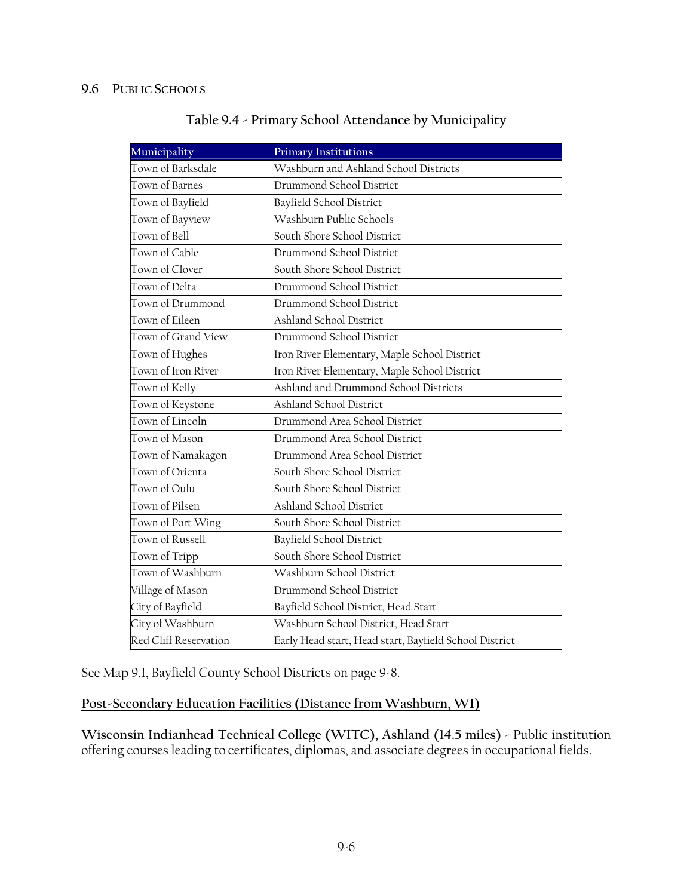## 9.6 PUBLIC SCHOOLS

**Table 9.4 - Primary School Attendance by Municipality**

| Municipality | Primary Institutions |
|---|---|
| Town of Barksdale | Washburn and Ashland School Districts |
| Town of Barnes | Drummond School District |
| Town of Bayfield | Bayfield School District |
| Town of Bayview | Washburn Public Schools |
| Town of Bell | South Shore School District |
| Town of Cable | Drummond School District |
| Town of Clover | South Shore School District |
| Town of Delta | Drummond School District |
| Town of Drummond | Drummond School District |
| Town of Eileen | Ashland School District |
| Town of Grand View | Drummond School District |
| Town of Hughes | Iron River Elementary, Maple School District |
| Town of Iron River | Iron River Elementary, Maple School District |
| Town of Kelly | Ashland and Drummond School Districts |
| Town of Keystone | Ashland School District |
| Town of Lincoln | Drummond Area School District |
| Town of Mason | Drummond Area School District |
| Town of Namakagon | Drummond Area School District |
| Town of Orienta | South Shore School District |
| Town of Oulu | South Shore School District |
| Town of Pilsen | Ashland School District |
| Town of Port Wing | South Shore School District |
| Town of Russell | Bayfield School District |
| Town of Tripp | South Shore School District |
| Town of Washburn | Washburn School District |
| Village of Mason | Drummond School District |
| City of Bayfield | Bayfield School District, Head Start |
| City of Washburn | Washburn School District, Head Start |
| Red Cliff Reservation | Early Head start, Head start, Bayfield School District |

See Map 9.1, Bayfield County School Districts on page 9-8.

**Post-Secondary Education Facilities (Distance from Washburn, WI)**

**Wisconsin Indianhead Technical College (WITC), Ashland (14.5 miles)** - Public institution offering courses leading to certificates, diplomas, and associate degrees in occupational fields.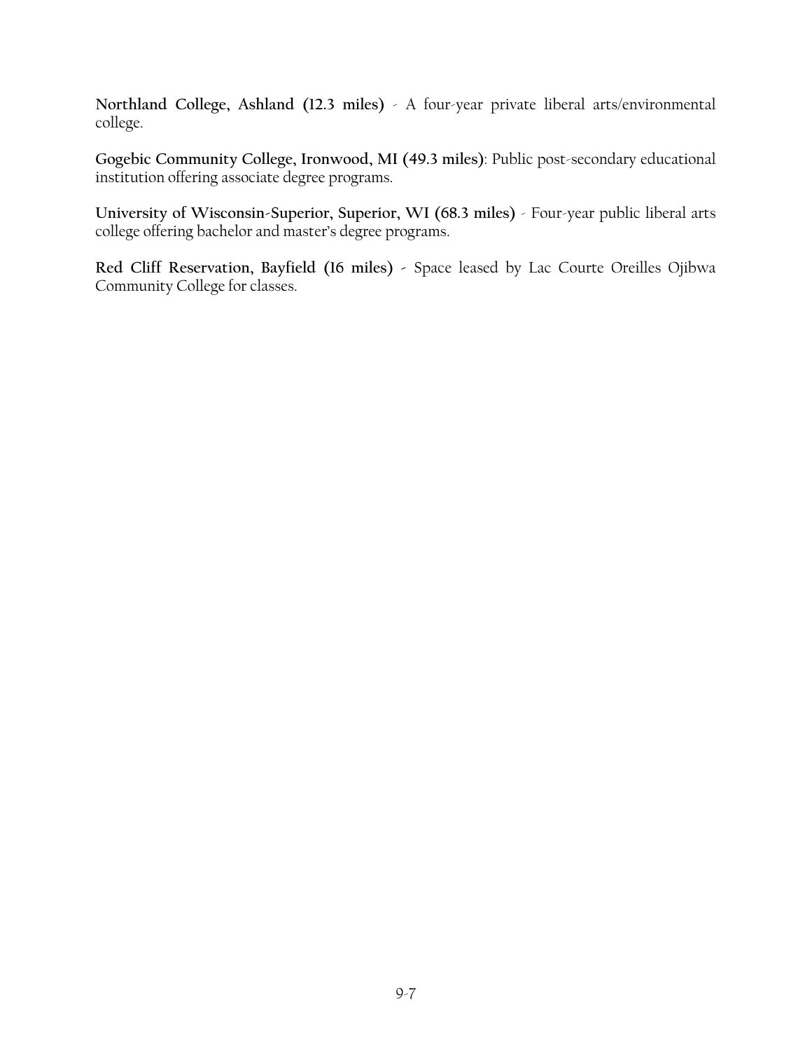**Northland College, Ashland (12.3 miles)** - A four-year private liberal arts/environmental college.

**Gogebic Community College, Ironwood, MI (49.3 miles)**: Public post-secondary educational institution offering associate degree programs.

**University of Wisconsin-Superior, Superior, WI (68.3 miles)** - Four-year public liberal arts college offering bachelor and master's degree programs.

**Red Cliff Reservation, Bayfield (16 miles)** - Space leased by Lac Courte Oreilles Ojibwa Community College for classes.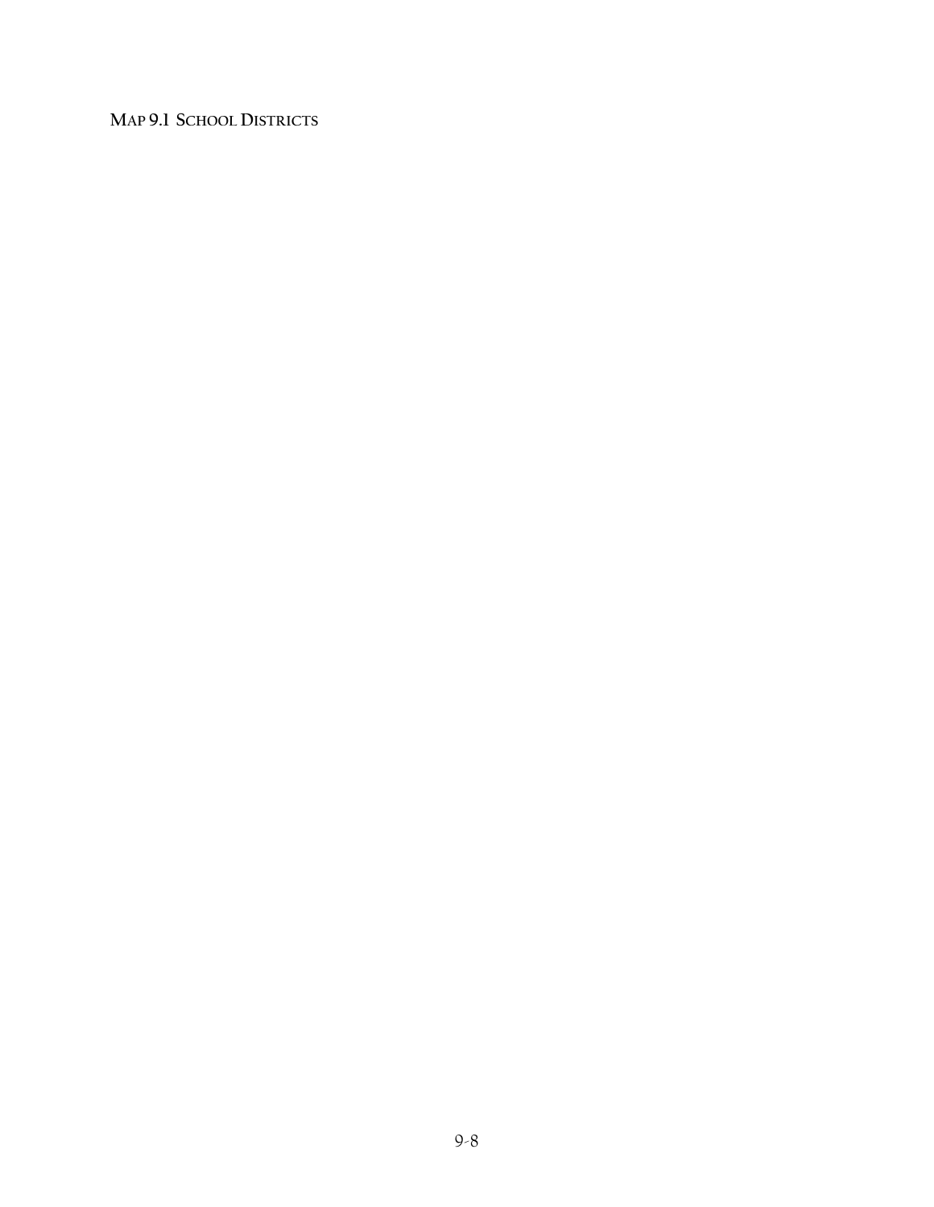MAP 9.1 SCHOOL DISTRICTS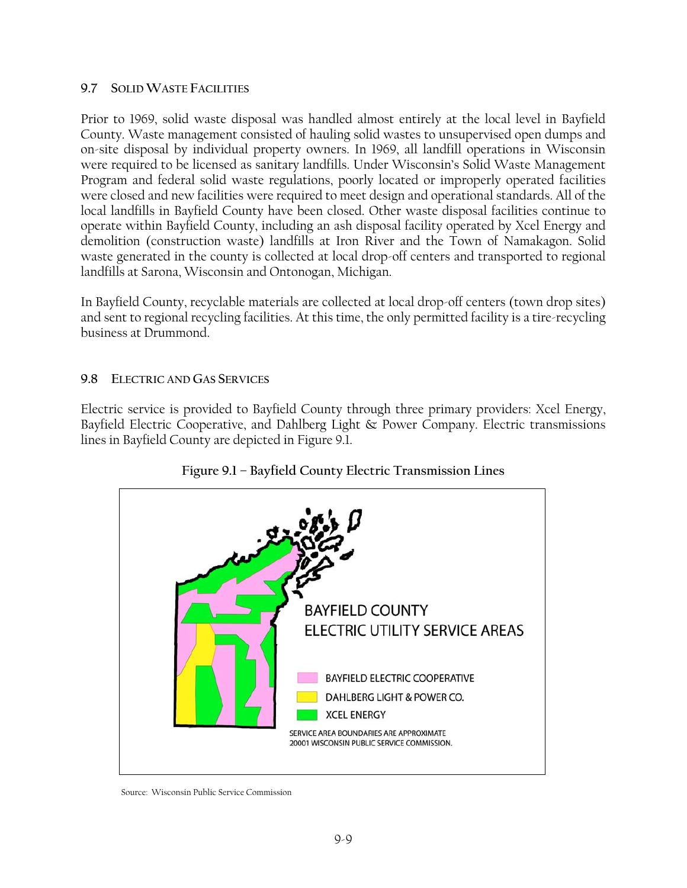## 9.7 Solid Waste Facilities

Prior to 1969, solid waste disposal was handled almost entirely at the local level in Bayfield County. Waste management consisted of hauling solid wastes to unsupervised open dumps and on-site disposal by individual property owners. In 1969, all landfill operations in Wisconsin were required to be licensed as sanitary landfills. Under Wisconsin's Solid Waste Management Program and federal solid waste regulations, poorly located or improperly operated facilities were closed and new facilities were required to meet design and operational standards. All of the local landfills in Bayfield County have been closed. Other waste disposal facilities continue to operate within Bayfield County, including an ash disposal facility operated by Xcel Energy and demolition (construction waste) landfills at Iron River and the Town of Namakagon. Solid waste generated in the county is collected at local drop-off centers and transported to regional landfills at Sarona, Wisconsin and Ontonogan, Michigan.

In Bayfield County, recyclable materials are collected at local drop-off centers (town drop sites) and sent to regional recycling facilities. At this time, the only permitted facility is a tire-recycling business at Drummond.

## 9.8 Electric and Gas Services

Electric service is provided to Bayfield County through three primary providers: Xcel Energy, Bayfield Electric Cooperative, and Dahlberg Light & Power Company. Electric transmissions lines in Bayfield County are depicted in Figure 9.1.

**Figure 9.1 – Bayfield County Electric Transmission Lines**

BAYFIELD COUNTY
ELECTRIC UTILITY SERVICE AREAS

- BAYFIELD ELECTRIC COOPERATIVE
- DAHLBERG LIGHT & POWER CO.
- XCEL ENERGY

SERVICE AREA BOUNDARIES ARE APPROXIMATE
20001 WISCONSIN PUBLIC SERVICE COMMISSION.

Source: Wisconsin Public Service Commission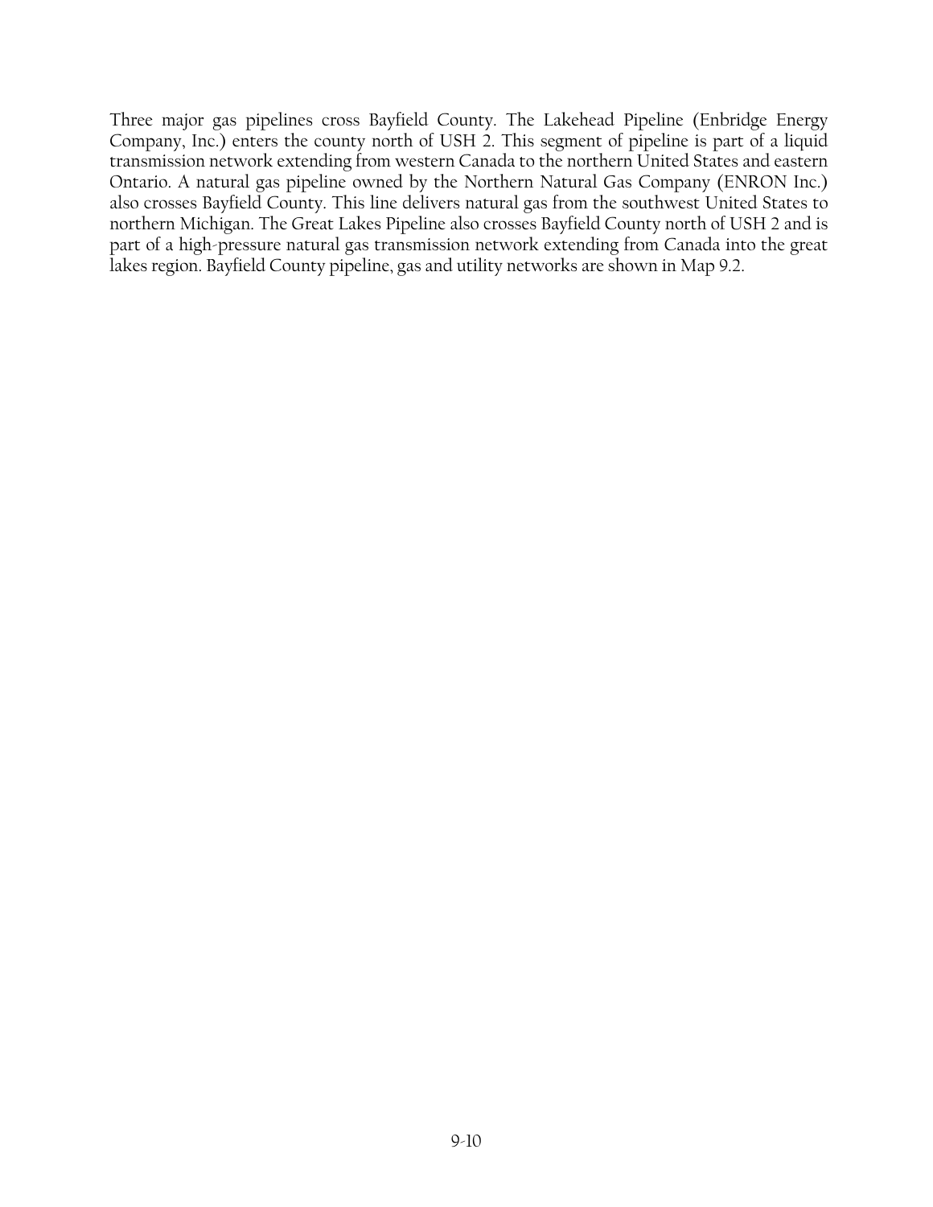Three major gas pipelines cross Bayfield County. The Lakehead Pipeline (Enbridge Energy Company, Inc.) enters the county north of USH 2. This segment of pipeline is part of a liquid transmission network extending from western Canada to the northern United States and eastern Ontario. A natural gas pipeline owned by the Northern Natural Gas Company (ENRON Inc.) also crosses Bayfield County. This line delivers natural gas from the southwest United States to northern Michigan. The Great Lakes Pipeline also crosses Bayfield County north of USH 2 and is part of a high-pressure natural gas transmission network extending from Canada into the great lakes region. Bayfield County pipeline, gas and utility networks are shown in Map 9.2.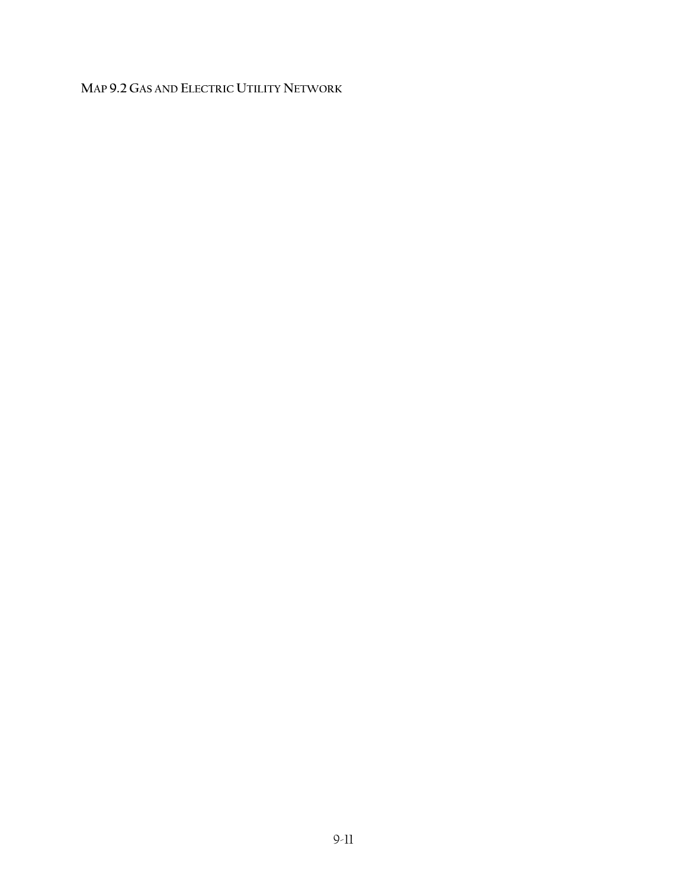MAP 9.2 GAS AND ELECTRIC UTILITY NETWORK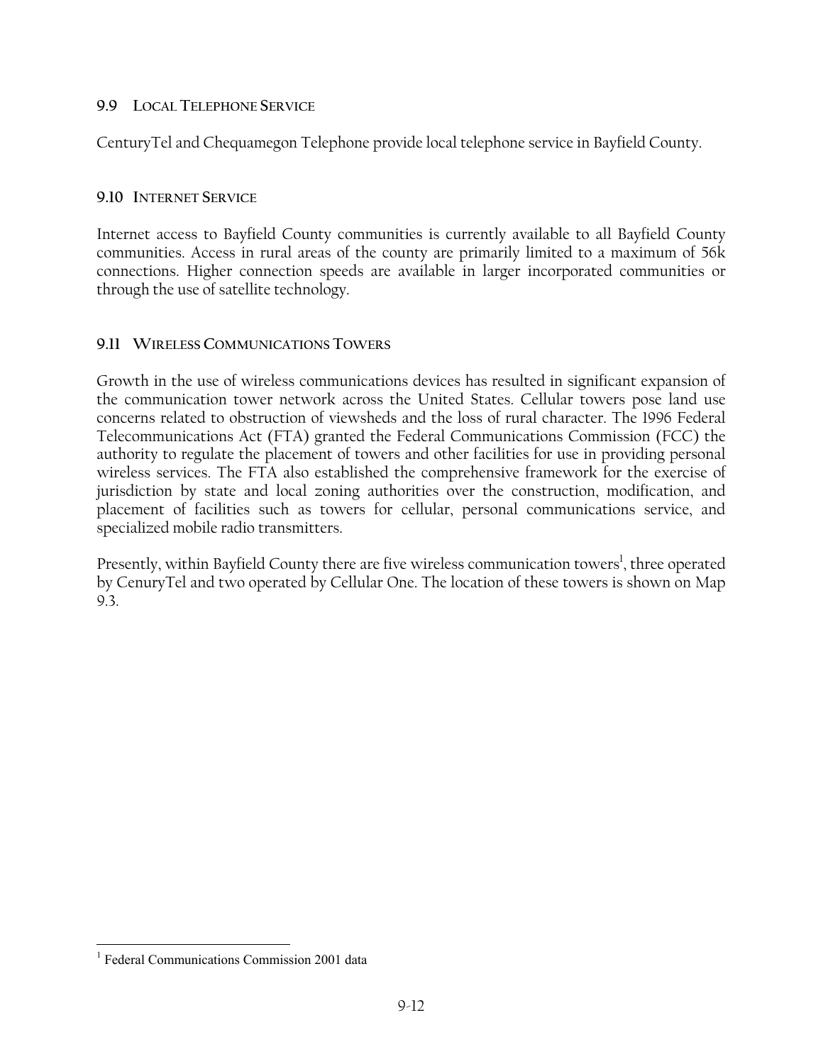### 9.9 Local Telephone Service

CenturyTel and Chequamegon Telephone provide local telephone service in Bayfield County.

### 9.10 Internet Service

Internet access to Bayfield County communities is currently available to all Bayfield County communities. Access in rural areas of the county are primarily limited to a maximum of 56k connections. Higher connection speeds are available in larger incorporated communities or through the use of satellite technology.

### 9.11 Wireless Communications Towers

Growth in the use of wireless communications devices has resulted in significant expansion of the communication tower network across the United States. Cellular towers pose land use concerns related to obstruction of viewsheds and the loss of rural character. The 1996 Federal Telecommunications Act (FTA) granted the Federal Communications Commission (FCC) the authority to regulate the placement of towers and other facilities for use in providing personal wireless services. The FTA also established the comprehensive framework for the exercise of jurisdiction by state and local zoning authorities over the construction, modification, and placement of facilities such as towers for cellular, personal communications service, and specialized mobile radio transmitters.

Presently, within Bayfield County there are five wireless communication towers[1], three operated by CenuryTel and two operated by Cellular One. The location of these towers is shown on Map 9.3.

[1] Federal Communications Commission 2001 data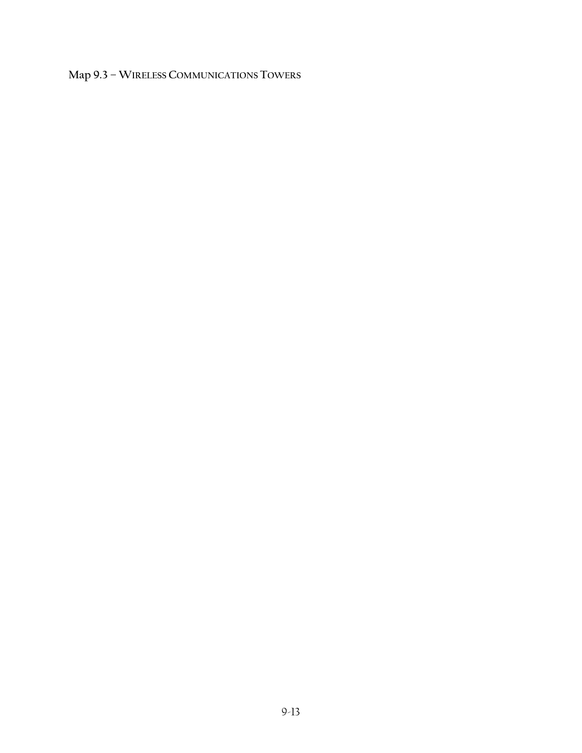**Map 9.3 – WIRELESS COMMUNICATIONS TOWERS**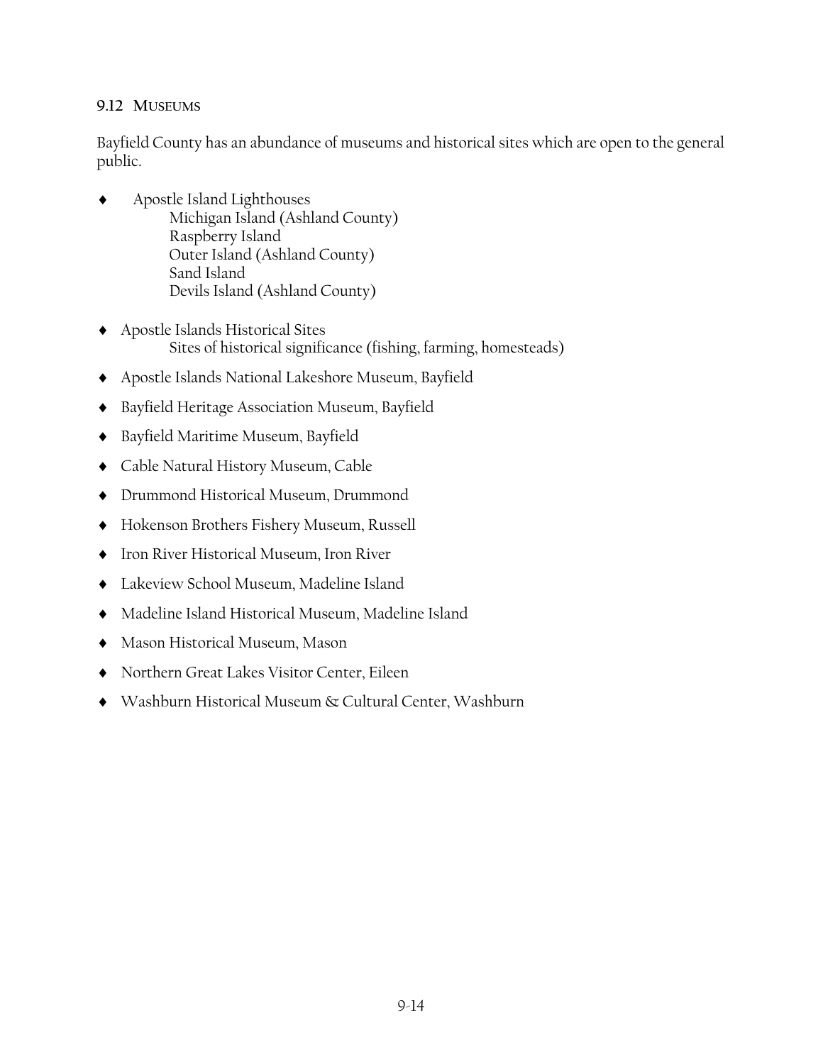### 9.12 MUSEUMS

Bayfield County has an abundance of museums and historical sites which are open to the general public.

- Apostle Island Lighthouses
  - Michigan Island (Ashland County)
  - Raspberry Island
  - Outer Island (Ashland County)
  - Sand Island
  - Devils Island (Ashland County)
- Apostle Islands Historical Sites
  - Sites of historical significance (fishing, farming, homesteads)
- Apostle Islands National Lakeshore Museum, Bayfield
- Bayfield Heritage Association Museum, Bayfield
- Bayfield Maritime Museum, Bayfield
- Cable Natural History Museum, Cable
- Drummond Historical Museum, Drummond
- Hokenson Brothers Fishery Museum, Russell
- Iron River Historical Museum, Iron River
- Lakeview School Museum, Madeline Island
- Madeline Island Historical Museum, Madeline Island
- Mason Historical Museum, Mason
- Northern Great Lakes Visitor Center, Eileen
- Washburn Historical Museum & Cultural Center, Washburn